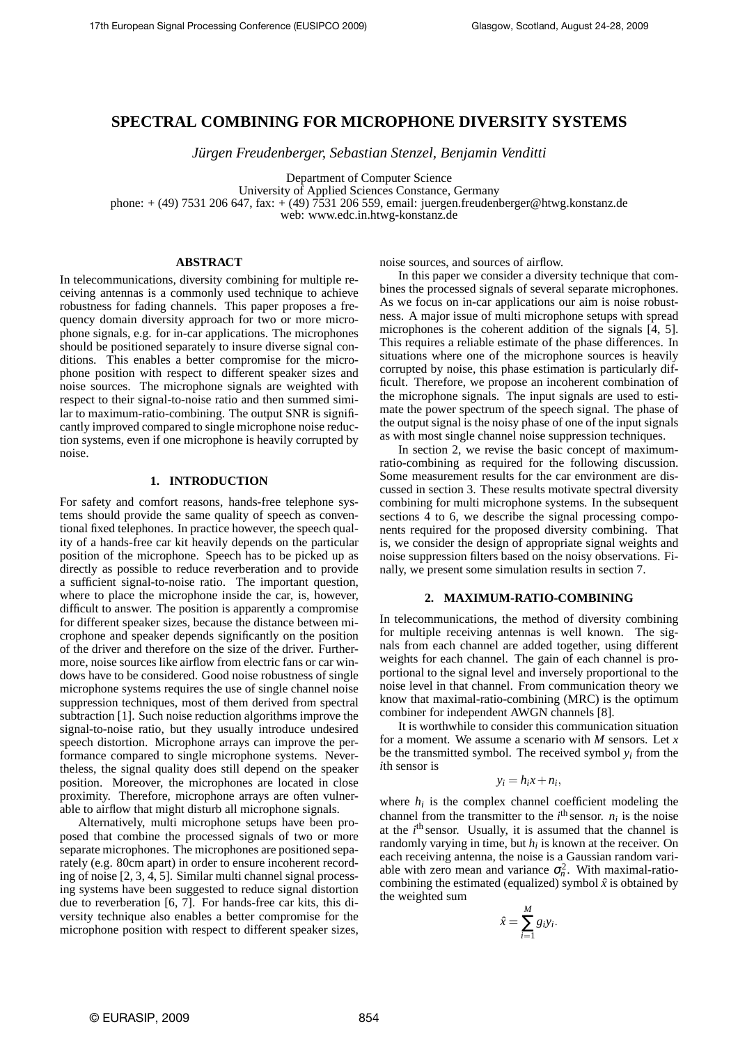# SPECTRAL COMBINING FOR MICROPHONE DIVERSITY SYSTEMS

*Jürgen Freudenberger, Sebastian Stenzel, Benjamin Venditti*

Department of Computer Science
University of Applied Sciences Constance, Germany
phone: + (49) 7531 206 647, fax: + (49) 7531 206 559, email: juergen.freudenberger@htwg.konstanz.de
web: www.edc.in.htwg-konstanz.de

## ABSTRACT

In telecommunications, diversity combining for multiple receiving antennas is a commonly used technique to achieve robustness for fading channels. This paper proposes a frequency domain diversity approach for two or more microphone signals, e.g. for in-car applications. The microphones should be positioned separately to insure diverse signal conditions. This enables a better compromise for the microphone position with respect to different speaker sizes and noise sources. The microphone signals are weighted with respect to their signal-to-noise ratio and then summed similar to maximum-ratio-combining. The output SNR is significantly improved compared to single microphone noise reduction systems, even if one microphone is heavily corrupted by noise.

## 1. INTRODUCTION

For safety and comfort reasons, hands-free telephone systems should provide the same quality of speech as conventional fixed telephones. In practice however, the speech quality of a hands-free car kit heavily depends on the particular position of the microphone. Speech has to be picked up as directly as possible to reduce reverberation and to provide a sufficient signal-to-noise ratio. The important question, where to place the microphone inside the car, is, however, difficult to answer. The position is apparently a compromise for different speaker sizes, because the distance between microphone and speaker depends significantly on the position of the driver and therefore on the size of the driver. Furthermore, noise sources like airflow from electric fans or car windows have to be considered. Good noise robustness of single microphone systems requires the use of single channel noise suppression techniques, most of them derived from spectral subtraction [1]. Such noise reduction algorithms improve the signal-to-noise ratio, but they usually introduce undesired speech distortion. Microphone arrays can improve the performance compared to single microphone systems. Nevertheless, the signal quality does still depend on the speaker position. Moreover, the microphones are located in close proximity. Therefore, microphone arrays are often vulnerable to airflow that might disturb all microphone signals.

Alternatively, multi microphone setups have been proposed that combine the processed signals of two or more separate microphones. The microphones are positioned separately (e.g. 80cm apart) in order to ensure incoherent recording of noise [2, 3, 4, 5]. Similar multi channel signal processing systems have been suggested to reduce signal distortion due to reverberation [6, 7]. For hands-free car kits, this diversity technique also enables a better compromise for the microphone position with respect to different speaker sizes, noise sources, and sources of airflow.

In this paper we consider a diversity technique that combines the processed signals of several separate microphones. As we focus on in-car applications our aim is noise robustness. A major issue of multi microphone setups with spread microphones is the coherent addition of the signals [4, 5]. This requires a reliable estimate of the phase differences. In situations where one of the microphone sources is heavily corrupted by noise, this phase estimation is particularly difficult. Therefore, we propose an incoherent combination of the microphone signals. The input signals are used to estimate the power spectrum of the speech signal. The phase of the output signal is the noisy phase of one of the input signals as with most single channel noise suppression techniques.

In section 2, we revise the basic concept of maximum-ratio-combining as required for the following discussion. Some measurement results for the car environment are discussed in section 3. These results motivate spectral diversity combining for multi microphone systems. In the subsequent sections 4 to 6, we describe the signal processing components required for the proposed diversity combining. That is, we consider the design of appropriate signal weights and noise suppression filters based on the noisy observations. Finally, we present some simulation results in section 7.

## 2. MAXIMUM-RATIO-COMBINING

In telecommunications, the method of diversity combining for multiple receiving antennas is well known. The signals from each channel are added together, using different weights for each channel. The gain of each channel is proportional to the signal level and inversely proportional to the noise level in that channel. From communication theory we know that maximal-ratio-combining (MRC) is the optimum combiner for independent AWGN channels [8].

It is worthwhile to consider this communication situation for a moment. We assume a scenario with $M$ sensors. Let $x$ be the transmitted symbol. The received symbol $y_i$ from the $i$th sensor is

$$y_i = h_i x + n_i,$$

where $h_i$ is the complex channel coefficient modeling the channel from the transmitter to the $i^{\text{th}}$ sensor. $n_i$ is the noise at the $i^{\text{th}}$ sensor. Usually, it is assumed that the channel is randomly varying in time, but $h_i$ is known at the receiver. On each receiving antenna, the noise is a Gaussian random variable with zero mean and variance $\sigma_n^2$. With maximal-ratio-combining the estimated (equalized) symbol $\hat{x}$ is obtained by the weighted sum

$$\hat{x} = \sum_{i=1}^{M} g_i y_i.$$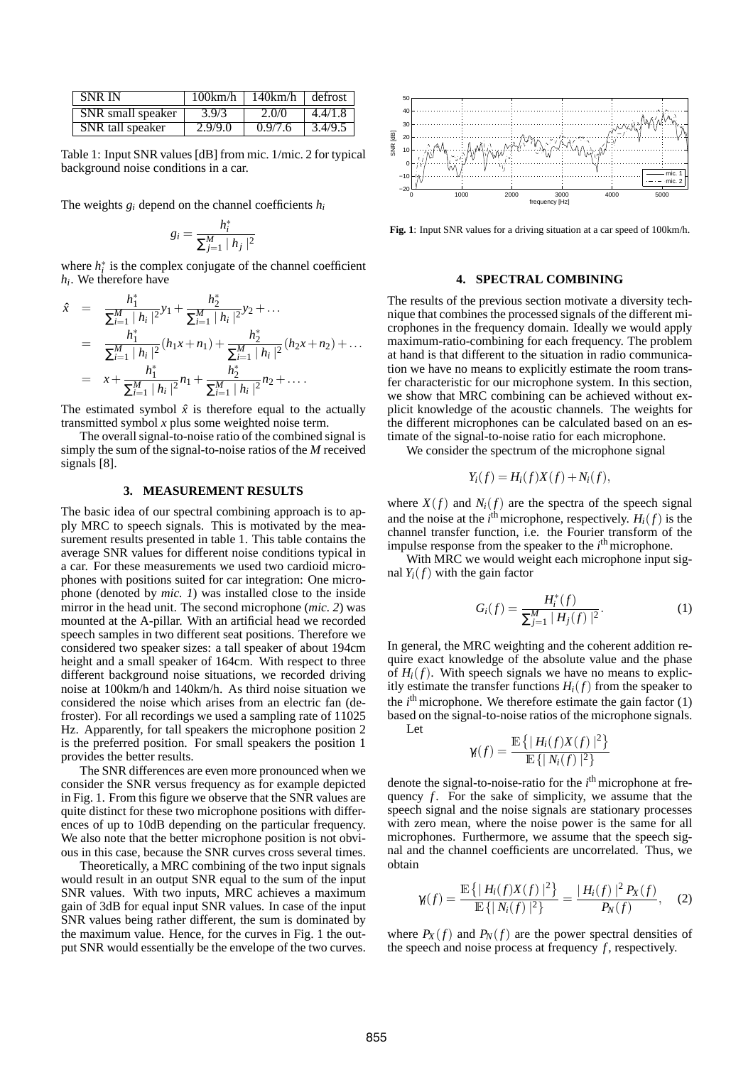| SNR IN | 100km/h | 140km/h | defrost |
|---|---|---|---|
| SNR small speaker | 3.9/3 | 2.0/0 | 4.4/1.8 |
| SNR tall speaker | 2.9/9.0 | 0.9/7.6 | 3.4/9.5 |

Table 1: Input SNR values [dB] from mic. 1/mic. 2 for typical background noise conditions in a car.

The weights $g_i$ depend on the channel coefficients $h_i$

$$g_i = \frac{h_i^*}{\sum_{j=1}^{M} |\, h_j \,|^2}$$

where $h_i^*$ is the complex conjugate of the channel coefficient $h_i$. We therefore have

$$\begin{aligned}
\hat{x} &= \frac{h_1^*}{\sum_{i=1}^{M} |\, h_i \,|^2} y_1 + \frac{h_2^*}{\sum_{i=1}^{M} |\, h_i \,|^2} y_2 + \ldots \\
&= \frac{h_1^*}{\sum_{i=1}^{M} |\, h_i \,|^2} (h_1 x + n_1) + \frac{h_2^*}{\sum_{i=1}^{M} |\, h_i \,|^2} (h_2 x + n_2) + \ldots \\
&= x + \frac{h_1^*}{\sum_{i=1}^{M} |\, h_i \,|^2} n_1 + \frac{h_2^*}{\sum_{i=1}^{M} |\, h_i \,|^2} n_2 + \ldots .
\end{aligned}$$

The estimated symbol $\hat{x}$ is therefore equal to the actually transmitted symbol $x$ plus some weighted noise term.

The overall signal-to-noise ratio of the combined signal is simply the sum of the signal-to-noise ratios of the $M$ received signals [8].

## 3. MEASUREMENT RESULTS

The basic idea of our spectral combining approach is to apply MRC to speech signals. This is motivated by the measurement results presented in table 1. This table contains the average SNR values for different noise conditions typical in a car. For these measurements we used two cardioid microphones with positions suited for car integration: One microphone (denoted by *mic. 1*) was installed close to the inside mirror in the head unit. The second microphone (*mic. 2*) was mounted at the A-pillar. With an artificial head we recorded speech samples in two different seat positions. Therefore we considered two speaker sizes: a tall speaker of about 194cm height and a small speaker of 164cm. With respect to three different background noise situations, we recorded driving noise at 100km/h and 140km/h. As third noise situation we considered the noise which arises from an electric fan (defroster). For all recordings we used a sampling rate of 11025 Hz. Apparently, for tall speakers the microphone position 2 is the preferred position. For small speakers the position 1 provides the better results.

The SNR differences are even more pronounced when we consider the SNR versus frequency as for example depicted in Fig. 1. From this figure we observe that the SNR values are quite distinct for these two microphone positions with differences of up to 10dB depending on the particular frequency. We also note that the better microphone position is not obvious in this case, because the SNR curves cross several times.

Theoretically, a MRC combining of the two input signals would result in an output SNR equal to the sum of the input SNR values. With two inputs, MRC achieves a maximum gain of 3dB for equal input SNR values. In case of the input SNR values being rather different, the sum is dominated by the maximum value. Hence, for the curves in Fig. 1 the output SNR would essentially be the envelope of the two curves.

**Fig. 1**: Input SNR values for a driving situation at a car speed of 100km/h.

## 4. SPECTRAL COMBINING

The results of the previous section motivate a diversity technique that combines the processed signals of the different microphones in the frequency domain. Ideally we would apply maximum-ratio-combining for each frequency. The problem at hand is that different to the situation in radio communication we have no means to explicitly estimate the room transfer characteristic for our microphone system. In this section, we show that MRC combining can be achieved without explicit knowledge of the acoustic channels. The weights for the different microphones can be calculated based on an estimate of the signal-to-noise ratio for each microphone.

We consider the spectrum of the microphone signal

$$Y_i(f) = H_i(f)X(f) + N_i(f),$$

where $X(f)$ and $N_i(f)$ are the spectra of the speech signal and the noise at the $i^{\text{th}}$ microphone, respectively. $H_i(f)$ is the channel transfer function, i.e. the Fourier transform of the impulse response from the speaker to the $i^{\text{th}}$ microphone.

With MRC we would weight each microphone input signal $Y_i(f)$ with the gain factor

$$G_i(f) = \frac{H_i^*(f)}{\sum_{j=1}^{M} |\, H_j(f) \,|^2}. \tag{1}$$

In general, the MRC weighting and the coherent addition require exact knowledge of the absolute value and the phase of $H_i(f)$. With speech signals we have no means to explicitly estimate the transfer functions $H_i(f)$ from the speaker to the $i^{\text{th}}$ microphone. We therefore estimate the gain factor (1) based on the signal-to-noise ratios of the microphone signals.

Let

$$\gamma_i(f) = \frac{\mathbb{E}\left\{ |\, H_i(f)X(f) \,|^2 \right\}}{\mathbb{E}\left\{ |\, N_i(f) \,|^2 \right\}}$$

denote the signal-to-noise-ratio for the $i^{\text{th}}$ microphone at frequency $f$. For the sake of simplicity, we assume that the speech signal and the noise signals are stationary processes with zero mean, where the noise power is the same for all microphones. Furthermore, we assume that the speech signal and the channel coefficients are uncorrelated. Thus, we obtain

$$\gamma_i(f) = \frac{\mathbb{E}\left\{ |\, H_i(f)X(f) \,|^2 \right\}}{\mathbb{E}\left\{ |\, N_i(f) \,|^2 \right\}} = \frac{|\, H_i(f) \,|^2 \, P_X(f)}{P_N(f)}, \tag{2}$$

where $P_X(f)$ and $P_N(f)$ are the power spectral densities of the speech and noise process at frequency $f$, respectively.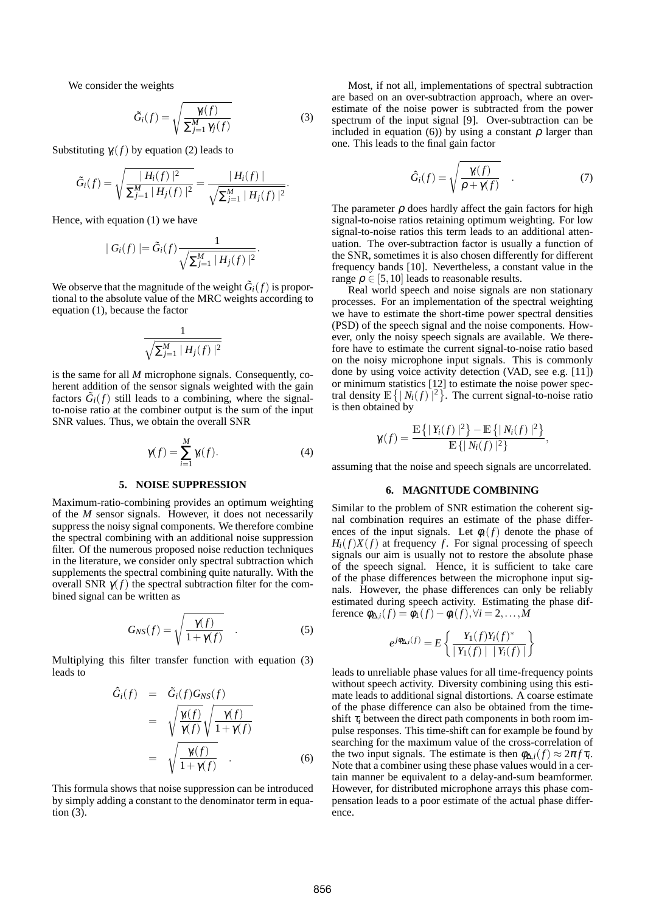We consider the weights

$$\tilde{G}_i(f) = \sqrt{\frac{\gamma_i(f)}{\sum_{j=1}^{M} \gamma_j(f)}} \quad (3)$$

Substituting $\gamma_i(f)$ by equation (2) leads to

$$\tilde{G}_i(f) = \sqrt{\frac{|H_i(f)|^2}{\sum_{j=1}^{M} |H_j(f)|^2}} = \frac{|H_i(f)|}{\sqrt{\sum_{j=1}^{M} |H_j(f)|^2}}.$$

Hence, with equation (1) we have

$$|G_i(f)| = \tilde{G}_i(f) \frac{1}{\sqrt{\sum_{j=1}^{M} |H_j(f)|^2}}.$$

We observe that the magnitude of the weight $\tilde{G}_i(f)$ is proportional to the absolute value of the MRC weights according to equation (1), because the factor

$$\frac{1}{\sqrt{\sum_{j=1}^{M} |H_j(f)|^2}}$$

is the same for all $M$ microphone signals. Consequently, coherent addition of the sensor signals weighted with the gain factors $\tilde{G}_i(f)$ still leads to a combining, where the signal-to-noise ratio at the combiner output is the sum of the input SNR values. Thus, we obtain the overall SNR

$$\gamma(f) = \sum_{i=1}^{M} \gamma_i(f). \quad (4)$$

## 5. NOISE SUPPRESSION

Maximum-ratio-combining provides an optimum weighting of the $M$ sensor signals. However, it does not necessarily suppress the noisy signal components. We therefore combine the spectral combining with an additional noise suppression filter. Of the numerous proposed noise reduction techniques in the literature, we consider only spectral subtraction which supplements the spectral combining quite naturally. With the overall SNR $\gamma(f)$ the spectral subtraction filter for the combined signal can be written as

$$G_{NS}(f) = \sqrt{\frac{\gamma(f)}{1+\gamma(f)}} \quad . \quad (5)$$

Multiplying this filter transfer function with equation (3) leads to

$$\begin{aligned} \hat{G}_i(f) &= \tilde{G}_i(f) G_{NS}(f) \\ &= \sqrt{\frac{\gamma_i(f)}{\gamma(f)}} \sqrt{\frac{\gamma(f)}{1+\gamma(f)}} \\ &= \sqrt{\frac{\gamma_i(f)}{1+\gamma(f)}} \quad . \end{aligned} \quad (6)$$

This formula shows that noise suppression can be introduced by simply adding a constant to the denominator term in equation (3).

Most, if not all, implementations of spectral subtraction are based on an over-subtraction approach, where an over-estimate of the noise power is subtracted from the power spectrum of the input signal [9]. Over-subtraction can be included in equation (6)) by using a constant $\rho$ larger than one. This leads to the final gain factor

$$\hat{G}_i(f) = \sqrt{\frac{\gamma_i(f)}{\rho+\gamma(f)}} \quad . \quad (7)$$

The parameter $\rho$ does hardly affect the gain factors for high signal-to-noise ratios retaining optimum weighting. For low signal-to-noise ratios this term leads to an additional attenuation. The over-subtraction factor is usually a function of the SNR, sometimes it is also chosen differently for different frequency bands [10]. Nevertheless, a constant value in the range $\rho \in [5, 10]$ leads to reasonable results.

Real world speech and noise signals are non stationary processes. For an implementation of the spectral weighting we have to estimate the short-time power spectral densities (PSD) of the speech signal and the noise components. However, only the noisy speech signals are available. We therefore have to estimate the current signal-to-noise ratio based on the noisy microphone input signals. This is commonly done by using voice activity detection (VAD, see e.g. [11]) or minimum statistics [12] to estimate the noise power spectral density $\mathbb{E}\{|N_i(f)|^2\}$. The current signal-to-noise ratio is then obtained by

$$\gamma_i(f) = \frac{\mathbb{E}\{|Y_i(f)|^2\} - \mathbb{E}\{|N_i(f)|^2\}}{\mathbb{E}\{|N_i(f)|^2\}},$$

assuming that the noise and speech signals are uncorrelated.

## 6. MAGNITUDE COMBINING

Similar to the problem of SNR estimation the coherent signal combination requires an estimate of the phase differences of the input signals. Let $\phi_i(f)$ denote the phase of $H_i(f)X(f)$ at frequency $f$. For signal processing of speech signals our aim is usually not to restore the absolute phase of the speech signal. Hence, it is sufficient to take care of the phase differences between the microphone input signals. However, the phase differences can only be reliably estimated during speech activity. Estimating the phase difference $\phi_{\Delta i}(f) = \phi_1(f) - \phi_i(f), \forall i = 2, \ldots, M$

$$e^{j\phi_{\Delta i}(f)} = E\left\{\frac{Y_1(f)Y_i(f)^*}{|Y_1(f)|\ |Y_i(f)|}\right\}$$

leads to unreliable phase values for all time-frequency points without speech activity. Diversity combining using this estimate leads to additional signal distortions. A coarse estimate of the phase difference can also be obtained from the time-shift $\tau_i$ between the direct path components in both room impulse responses. This time-shift can for example be found by searching for the maximum value of the cross-correlation of the two input signals. The estimate is then $\phi_{\Delta i}(f) \approx 2\pi f \tau_i$. Note that a combiner using these phase values would in a certain manner be equivalent to a delay-and-sum beamformer. However, for distributed microphone arrays this phase compensation leads to a poor estimate of the actual phase difference.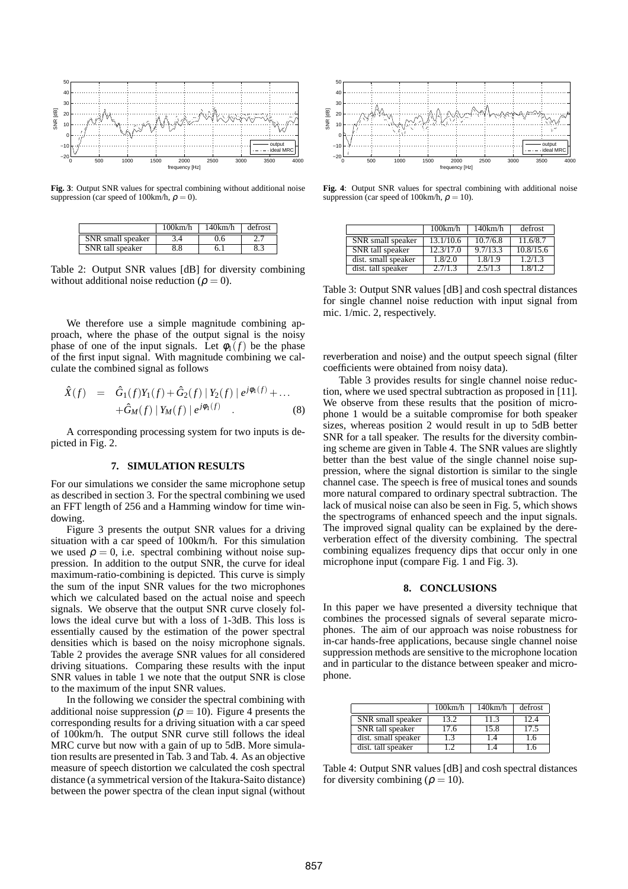**Fig. 3**: Output SNR values for spectral combining without additional noise suppression (car speed of 100km/h, $\rho = 0$).

| | 100km/h | 140km/h | defrost |
|---|---|---|---|
| SNR small speaker | 3.4 | 0.6 | 2.7 |
| SNR tall speaker | 8.8 | 6.1 | 8.3 |

Table 2: Output SNR values [dB] for diversity combining without additional noise reduction ($\rho = 0$).

We therefore use a simple magnitude combining approach, where the phase of the output signal is the noisy phase of one of the input signals. Let $\phi_1(f)$ be the phase of the first input signal. With magnitude combining we calculate the combined signal as follows

$$
\begin{aligned}
\hat{X}(f) &= \hat{G}_1(f)Y_1(f) + \hat{G}_2(f) \mid Y_2(f) \mid e^{j\phi_1(f)} + \ldots \\
&\quad + \hat{G}_M(f) \mid Y_M(f) \mid e^{j\phi_1(f)} \quad . \qquad (8)
\end{aligned}
$$

A corresponding processing system for two inputs is depicted in Fig. 2.

## 7. SIMULATION RESULTS

For our simulations we consider the same microphone setup as described in section 3. For the spectral combining we used an FFT length of 256 and a Hamming window for time windowing.

Figure 3 presents the output SNR values for a driving situation with a car speed of 100km/h. For this simulation we used $\rho = 0$, i.e. spectral combining without noise suppression. In addition to the output SNR, the curve for ideal maximum-ratio-combining is depicted. This curve is simply the sum of the input SNR values for the two microphones which we calculated based on the actual noise and speech signals. We observe that the output SNR curve closely follows the ideal curve but with a loss of 1-3dB. This loss is essentially caused by the estimation of the power spectral densities which is based on the noisy microphone signals. Table 2 provides the average SNR values for all considered driving situations. Comparing these results with the input SNR values in table 1 we note that the output SNR is close to the maximum of the input SNR values.

In the following we consider the spectral combining with additional noise suppression ($\rho = 10$). Figure 4 presents the corresponding results for a driving situation with a car speed of 100km/h. The output SNR curve still follows the ideal MRC curve but now with a gain of up to 5dB. More simulation results are presented in Tab. 3 and Tab. 4. As an objective measure of speech distortion we calculated the cosh spectral distance (a symmetrical version of the Itakura-Saito distance) between the power spectra of the clean input signal (without reverberation and noise) and the output speech signal (filter coefficients were obtained from noisy data).

**Fig. 4**: Output SNR values for spectral combining with additional noise suppression (car speed of 100km/h, $\rho = 10$).

| | 100km/h | 140km/h | defrost |
|---|---|---|---|
| SNR small speaker | 13.1/10.6 | 10.7/6.8 | 11.6/8.7 |
| SNR tall speaker | 12.3/17.0 | 9.7/13.3 | 10.8/15.6 |
| dist. small speaker | 1.8/2.0 | 1.8/1.9 | 1.2/1.3 |
| dist. tall speaker | 2.7/1.3 | 2.5/1.3 | 1.8/1.2 |

Table 3: Output SNR values [dB] and cosh spectral distances for single channel noise reduction with input signal from mic. 1/mic. 2, respectively.

Table 3 provides results for single channel noise reduction, where we used spectral subtraction as proposed in [11]. We observe from these results that the position of microphone 1 would be a suitable compromise for both speaker sizes, whereas position 2 would result in up to 5dB better SNR for a tall speaker. The results for the diversity combining scheme are given in Table 4. The SNR values are slightly better than the best value of the single channel noise suppression, where the signal distortion is similar to the single channel case. The speech is free of musical tones and sounds more natural compared to ordinary spectral subtraction. The lack of musical noise can also be seen in Fig. 5, which shows the spectrograms of enhanced speech and the input signals. The improved signal quality can be explained by the dereverberation effect of the diversity combining. The spectral combining equalizes frequency dips that occur only in one microphone input (compare Fig. 1 and Fig. 3).

## 8. CONCLUSIONS

In this paper we have presented a diversity technique that combines the processed signals of several separate microphones. The aim of our approach was noise robustness for in-car hands-free applications, because single channel noise suppression methods are sensitive to the microphone location and in particular to the distance between speaker and microphone.

| | 100km/h | 140km/h | defrost |
|---|---|---|---|
| SNR small speaker | 13.2 | 11.3 | 12.4 |
| SNR tall speaker | 17.6 | 15.8 | 17.5 |
| dist. small speaker | 1.3 | 1.4 | 1.6 |
| dist. tall speaker | 1.2 | 1.4 | 1.6 |

Table 4: Output SNR values [dB] and cosh spectral distances for diversity combining ($\rho = 10$).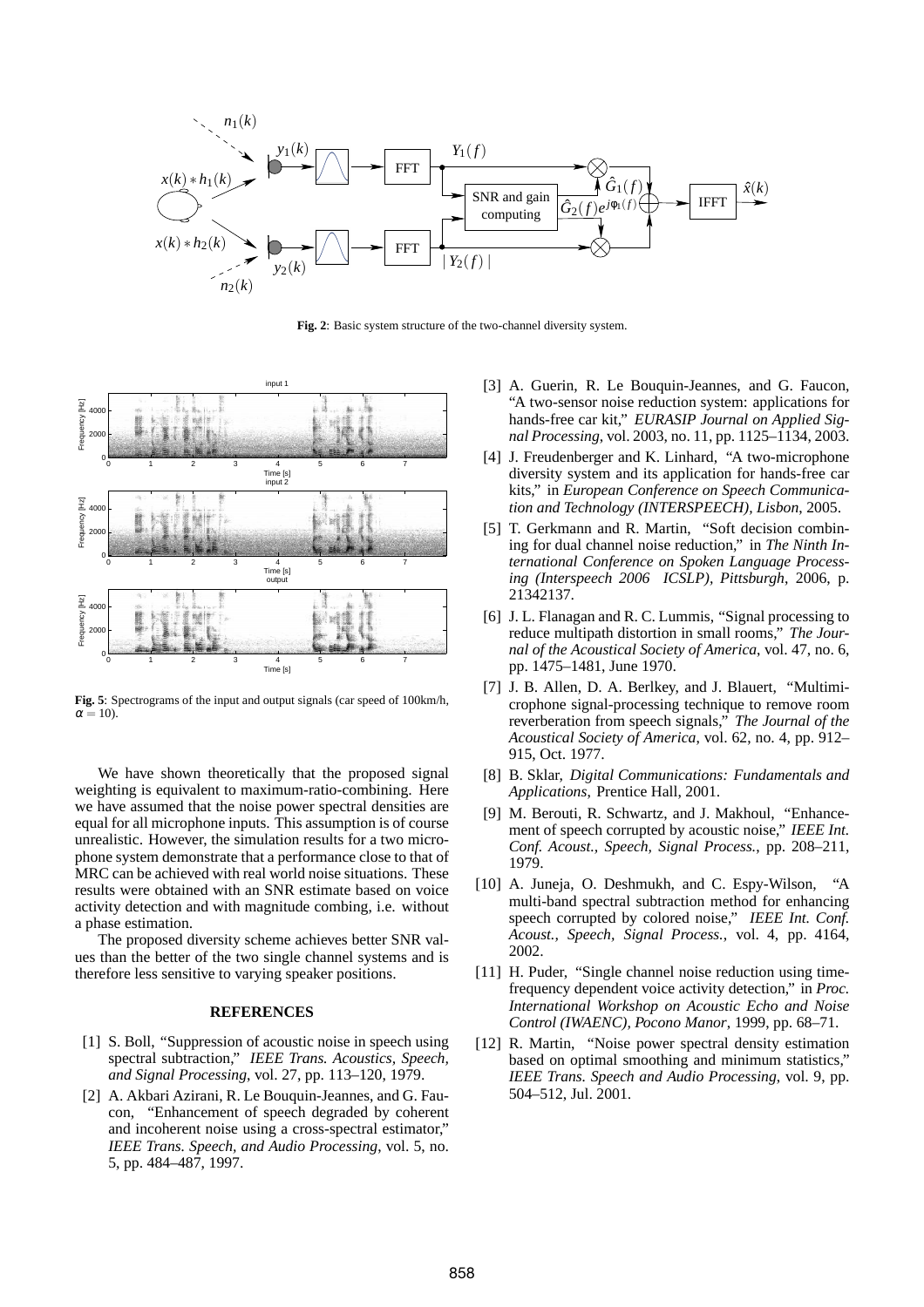$n_1(k)$

$y_1(k)$

FFT

$Y_1(f)$

$x(k)*h_1(k)$

SNR and gain computing

$\hat{G}_1(f)$

$\hat{x}(k)$

IFFT

$\hat{G}_2(f)e^{j\varphi_1(f)}$

$x(k)*h_2(k)$

FFT

$|Y_2(f)|$

$y_2(k)$

$n_2(k)$

**Fig. 2**: Basic system structure of the two-channel diversity system.

input 1

Frequency [Hz]

4000

2000

0

0 1 2 3 4 5 6 7

Time [s]

input 2

Frequency [Hz]

4000

2000

0

0 1 2 3 4 5 6 7

Time [s]

output

Frequency [Hz]

4000

2000

0

0 1 2 3 4 5 6 7

Time [s]

**Fig. 5**: Spectrograms of the input and output signals (car speed of 100km/h, $\alpha = 10$).

We have shown theoretically that the proposed signal weighting is equivalent to maximum-ratio-combining. Here we have assumed that the noise power spectral densities are equal for all microphone inputs. This assumption is of course unrealistic. However, the simulation results for a two microphone system demonstrate that a performance close to that of MRC can be achieved with real world noise situations. These results were obtained with an SNR estimate based on voice activity detection and with magnitude combing, i.e. without a phase estimation.

The proposed diversity scheme achieves better SNR values than the better of the two single channel systems and is therefore less sensitive to varying speaker positions.

## REFERENCES

[1] S. Boll, "Suppression of acoustic noise in speech using spectral subtraction," *IEEE Trans. Acoustics, Speech, and Signal Processing*, vol. 27, pp. 113–120, 1979.

[2] A. Akbari Azirani, R. Le Bouquin-Jeannes, and G. Faucon, "Enhancement of speech degraded by coherent and incoherent noise using a cross-spectral estimator," *IEEE Trans. Speech, and Audio Processing*, vol. 5, no. 5, pp. 484–487, 1997.

[3] A. Guerin, R. Le Bouquin-Jeannes, and G. Faucon, "A two-sensor noise reduction system: applications for hands-free car kit," *EURASIP Journal on Applied Signal Processing*, vol. 2003, no. 11, pp. 1125–1134, 2003.

[4] J. Freudenberger and K. Linhard, "A two-microphone diversity system and its application for hands-free car kits," in *European Conference on Speech Communication and Technology (INTERSPEECH), Lisbon*, 2005.

[5] T. Gerkmann and R. Martin, "Soft decision combining for dual channel noise reduction," in *The Ninth International Conference on Spoken Language Processing (Interspeech 2006 ICSLP), Pittsburgh*, 2006, p. 21342137.

[6] J. L. Flanagan and R. C. Lummis, "Signal processing to reduce multipath distortion in small rooms," *The Journal of the Acoustical Society of America*, vol. 47, no. 6, pp. 1475–1481, June 1970.

[7] J. B. Allen, D. A. Berlkey, and J. Blauert, "Multimicrophone signal-processing technique to remove room reverberation from speech signals," *The Journal of the Acoustical Society of America*, vol. 62, no. 4, pp. 912–915, Oct. 1977.

[8] B. Sklar, *Digital Communications: Fundamentals and Applications*, Prentice Hall, 2001.

[9] M. Berouti, R. Schwartz, and J. Makhoul, "Enhancement of speech corrupted by acoustic noise," *IEEE Int. Conf. Acoust., Speech, Signal Process.*, pp. 208–211, 1979.

[10] A. Juneja, O. Deshmukh, and C. Espy-Wilson, "A multi-band spectral subtraction method for enhancing speech corrupted by colored noise," *IEEE Int. Conf. Acoust., Speech, Signal Process.*, vol. 4, pp. 4164, 2002.

[11] H. Puder, "Single channel noise reduction using time-frequency dependent voice activity detection," in *Proc. International Workshop on Acoustic Echo and Noise Control (IWAENC), Pocono Manor*, 1999, pp. 68–71.

[12] R. Martin, "Noise power spectral density estimation based on optimal smoothing and minimum statistics," *IEEE Trans. Speech and Audio Processing*, vol. 9, pp. 504–512, Jul. 2001.